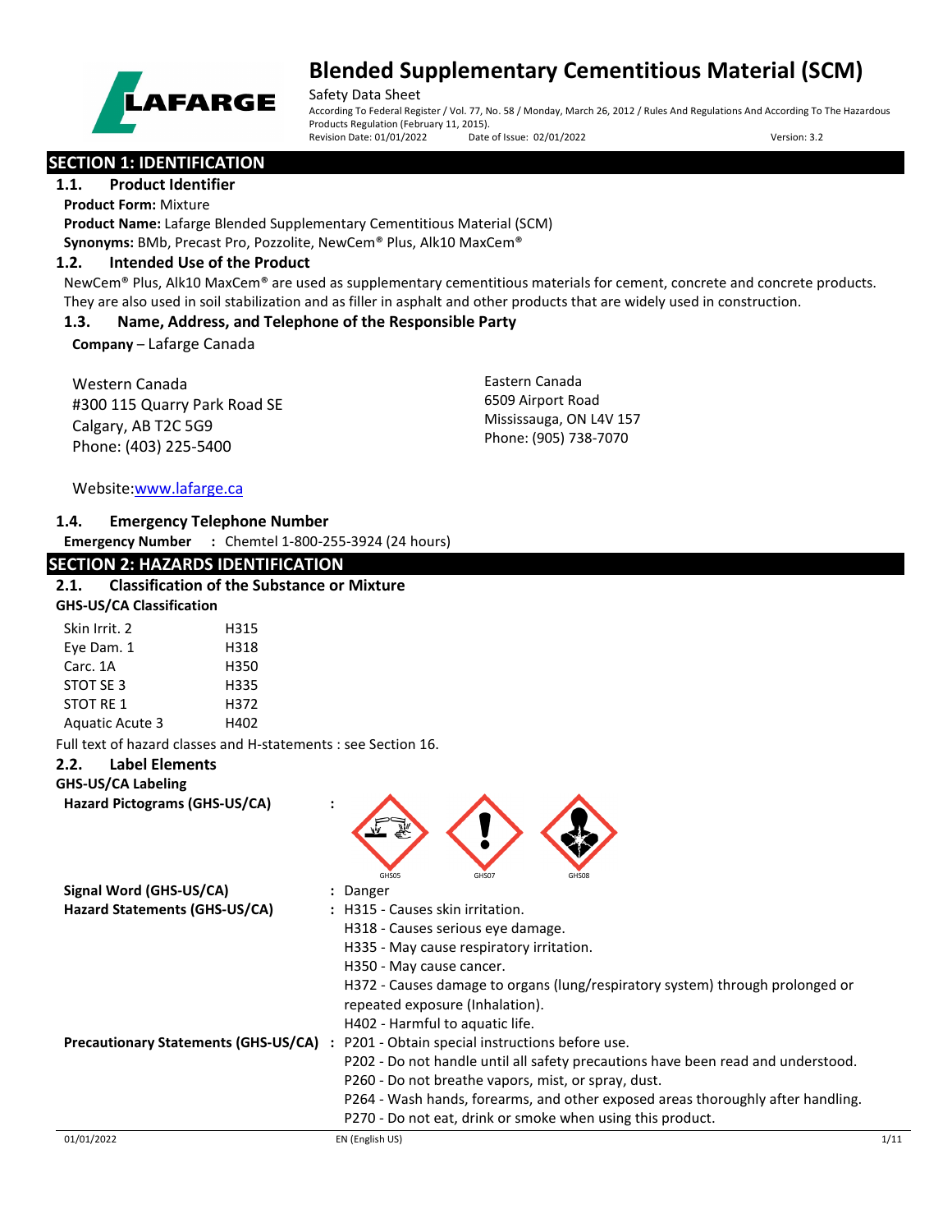# Blended Supplementary Cementitious Material (SCM)

Safety Data Sheet

According To Federal Register / Vol. 77, No. 58 / Monday, March 26, 2012 / Rules And Regulations And According To The Hazardous Products Regulation (February 11, 2015).

Revision Date: 01/01/2022 Date of Issue: 02/01/2022 Version: 3.2

## SECTION 1: IDENTIFICATION

### 1.1. Product Identifier

**Product Form:** Mixture

**Product Name:** Lafarge Blended Supplementary Cementitious Material (SCM)

**Synonyms:** BMb, Precast Pro, Pozzolite, NewCem® Plus, Alk10 MaxCem®

### 1.2. Intended Use of the Product

NewCem® Plus, Alk10 MaxCem® are used as supplementary cementitious materials for cement, concrete and concrete products. They are also used in soil stabilization and as filler in asphalt and other products that are widely used in construction.

### 1.3. Name, Address, and Telephone of the Responsible Party

**Company** – Lafarge Canada

Western Canada
#300 115 Quarry Park Road SE
Calgary, AB T2C 5G9
Phone: (403) 225-5400

Eastern Canada
6509 Airport Road
Mississauga, ON L4V 157
Phone: (905) 738-7070

Website:www.lafarge.ca

### 1.4. Emergency Telephone Number

**Emergency Number** : Chemtel 1-800-255-3924 (24 hours)

## SECTION 2: HAZARDS IDENTIFICATION

### 2.1. Classification of the Substance or Mixture

**GHS-US/CA Classification**

| | |
|---|---|
| Skin Irrit. 2 | H315 |
| Eye Dam. 1 | H318 |
| Carc. 1A | H350 |
| STOT SE 3 | H335 |
| STOT RE 1 | H372 |
| Aquatic Acute 3 | H402 |

Full text of hazard classes and H-statements : see Section 16.

### 2.2. Label Elements

**GHS-US/CA Labeling**

**Hazard Pictograms (GHS-US/CA)** : GHS05, GHS07, GHS08

**Signal Word (GHS-US/CA)** : Danger

**Hazard Statements (GHS-US/CA)** :
H315 - Causes skin irritation.
H318 - Causes serious eye damage.
H335 - May cause respiratory irritation.
H350 - May cause cancer.
H372 - Causes damage to organs (lung/respiratory system) through prolonged or repeated exposure (Inhalation).
H402 - Harmful to aquatic life.

**Precautionary Statements (GHS-US/CA)** :
P201 - Obtain special instructions before use.
P202 - Do not handle until all safety precautions have been read and understood.
P260 - Do not breathe vapors, mist, or spray, dust.
P264 - Wash hands, forearms, and other exposed areas thoroughly after handling.
P270 - Do not eat, drink or smoke when using this product.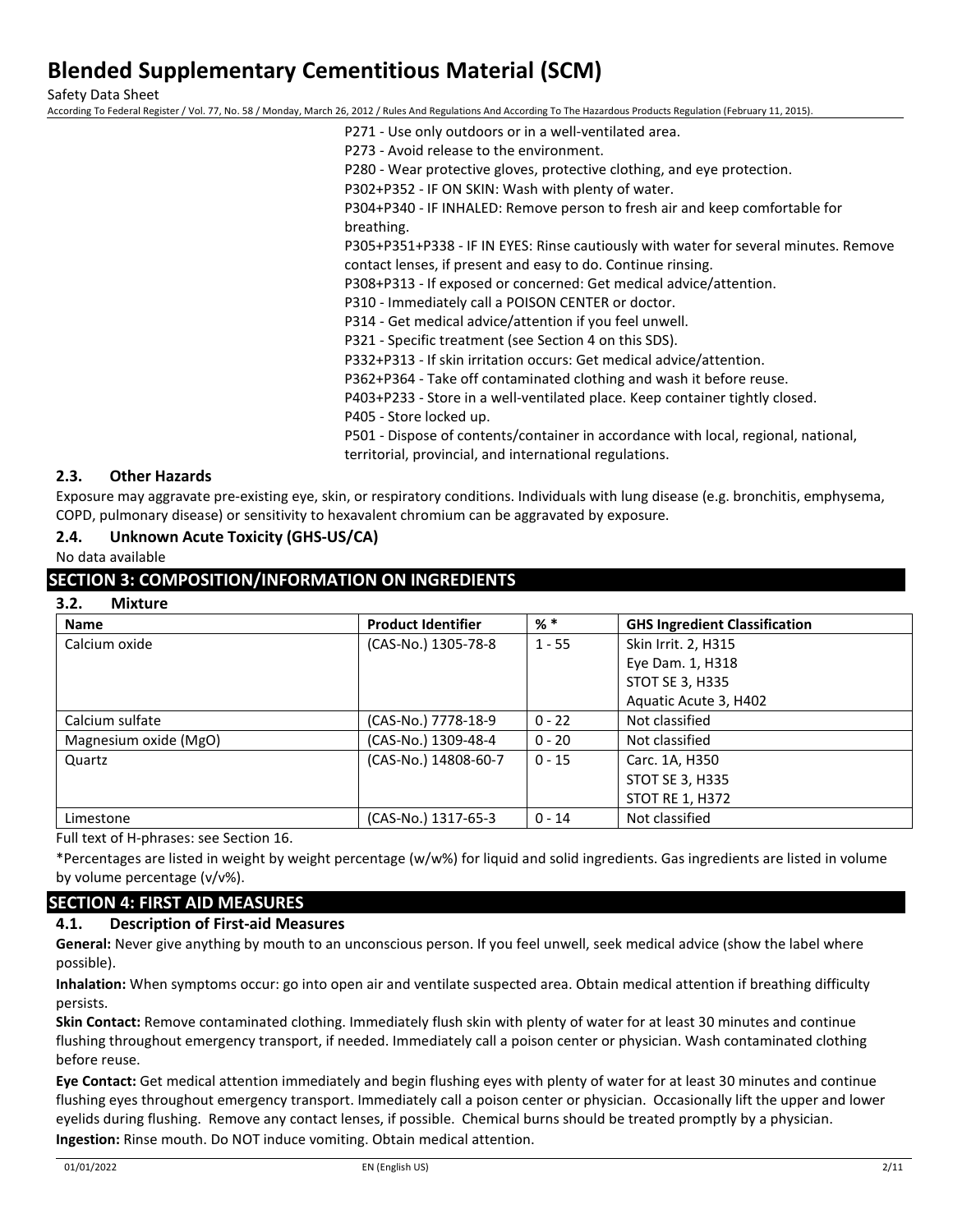P271 - Use only outdoors or in a well-ventilated area.
P273 - Avoid release to the environment.
P280 - Wear protective gloves, protective clothing, and eye protection.
P302+P352 - IF ON SKIN: Wash with plenty of water.
P304+P340 - IF INHALED: Remove person to fresh air and keep comfortable for breathing.
P305+P351+P338 - IF IN EYES: Rinse cautiously with water for several minutes. Remove contact lenses, if present and easy to do. Continue rinsing.
P308+P313 - If exposed or concerned: Get medical advice/attention.
P310 - Immediately call a POISON CENTER or doctor.
P314 - Get medical advice/attention if you feel unwell.
P321 - Specific treatment (see Section 4 on this SDS).
P332+P313 - If skin irritation occurs: Get medical advice/attention.
P362+P364 - Take off contaminated clothing and wash it before reuse.
P403+P233 - Store in a well-ventilated place. Keep container tightly closed.
P405 - Store locked up.
P501 - Dispose of contents/container in accordance with local, regional, national, territorial, provincial, and international regulations.

### 2.3. Other Hazards

Exposure may aggravate pre-existing eye, skin, or respiratory conditions. Individuals with lung disease (e.g. bronchitis, emphysema, COPD, pulmonary disease) or sensitivity to hexavalent chromium can be aggravated by exposure.

### 2.4. Unknown Acute Toxicity (GHS-US/CA)

No data available

## SECTION 3: COMPOSITION/INFORMATION ON INGREDIENTS

### 3.2. Mixture

| Name | Product Identifier | % * | GHS Ingredient Classification |
| --- | --- | --- | --- |
| Calcium oxide | (CAS-No.) 1305-78-8 | 1 - 55 | Skin Irrit. 2, H315<br>Eye Dam. 1, H318<br>STOT SE 3, H335<br>Aquatic Acute 3, H402 |
| Calcium sulfate | (CAS-No.) 7778-18-9 | 0 - 22 | Not classified |
| Magnesium oxide (MgO) | (CAS-No.) 1309-48-4 | 0 - 20 | Not classified |
| Quartz | (CAS-No.) 14808-60-7 | 0 - 15 | Carc. 1A, H350<br>STOT SE 3, H335<br>STOT RE 1, H372 |
| Limestone | (CAS-No.) 1317-65-3 | 0 - 14 | Not classified |

Full text of H-phrases: see Section 16.

*Percentages are listed in weight by weight percentage (w/w%) for liquid and solid ingredients. Gas ingredients are listed in volume by volume percentage (v/v%).

## SECTION 4: FIRST AID MEASURES

### 4.1. Description of First-aid Measures

**General:** Never give anything by mouth to an unconscious person. If you feel unwell, seek medical advice (show the label where possible).

**Inhalation:** When symptoms occur: go into open air and ventilate suspected area. Obtain medical attention if breathing difficulty persists.

**Skin Contact:** Remove contaminated clothing. Immediately flush skin with plenty of water for at least 30 minutes and continue flushing throughout emergency transport, if needed. Immediately call a poison center or physician. Wash contaminated clothing before reuse.

**Eye Contact:** Get medical attention immediately and begin flushing eyes with plenty of water for at least 30 minutes and continue flushing eyes throughout emergency transport. Immediately call a poison center or physician. Occasionally lift the upper and lower eyelids during flushing. Remove any contact lenses, if possible. Chemical burns should be treated promptly by a physician.

**Ingestion:** Rinse mouth. Do NOT induce vomiting. Obtain medical attention.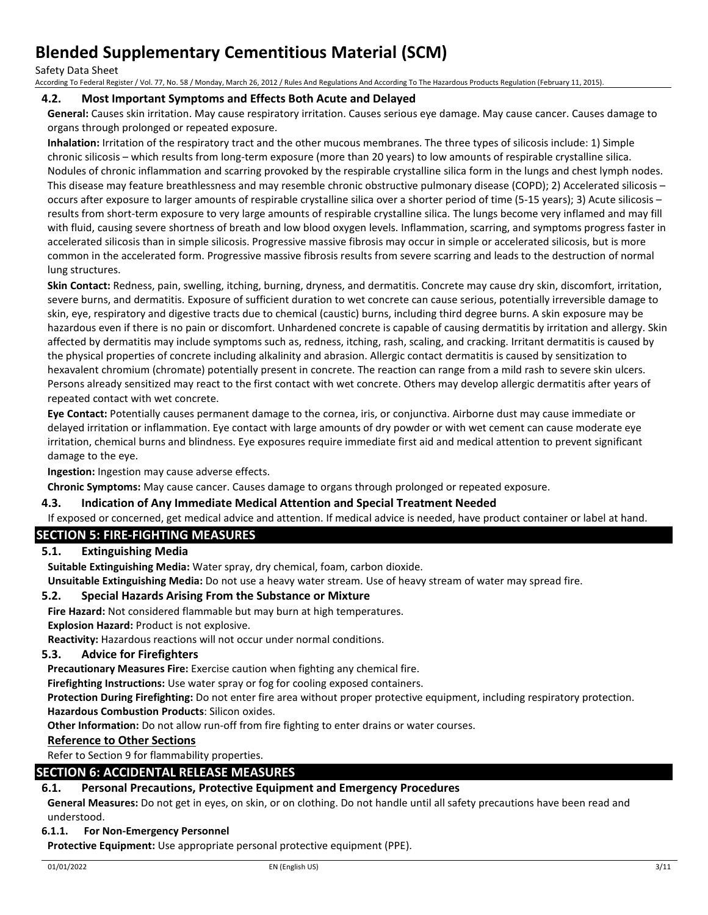### 4.2. Most Important Symptoms and Effects Both Acute and Delayed

**General:** Causes skin irritation. May cause respiratory irritation. Causes serious eye damage. May cause cancer. Causes damage to organs through prolonged or repeated exposure.

**Inhalation:** Irritation of the respiratory tract and the other mucous membranes. The three types of silicosis include: 1) Simple chronic silicosis – which results from long-term exposure (more than 20 years) to low amounts of respirable crystalline silica. Nodules of chronic inflammation and scarring provoked by the respirable crystalline silica form in the lungs and chest lymph nodes. This disease may feature breathlessness and may resemble chronic obstructive pulmonary disease (COPD); 2) Accelerated silicosis – occurs after exposure to larger amounts of respirable crystalline silica over a shorter period of time (5-15 years); 3) Acute silicosis – results from short-term exposure to very large amounts of respirable crystalline silica. The lungs become very inflamed and may fill with fluid, causing severe shortness of breath and low blood oxygen levels. Inflammation, scarring, and symptoms progress faster in accelerated silicosis than in simple silicosis. Progressive massive fibrosis may occur in simple or accelerated silicosis, but is more common in the accelerated form. Progressive massive fibrosis results from severe scarring and leads to the destruction of normal lung structures.

**Skin Contact:** Redness, pain, swelling, itching, burning, dryness, and dermatitis. Concrete may cause dry skin, discomfort, irritation, severe burns, and dermatitis. Exposure of sufficient duration to wet concrete can cause serious, potentially irreversible damage to skin, eye, respiratory and digestive tracts due to chemical (caustic) burns, including third degree burns. A skin exposure may be hazardous even if there is no pain or discomfort. Unhardened concrete is capable of causing dermatitis by irritation and allergy. Skin affected by dermatitis may include symptoms such as, redness, itching, rash, scaling, and cracking. Irritant dermatitis is caused by the physical properties of concrete including alkalinity and abrasion. Allergic contact dermatitis is caused by sensitization to hexavalent chromium (chromate) potentially present in concrete. The reaction can range from a mild rash to severe skin ulcers. Persons already sensitized may react to the first contact with wet concrete. Others may develop allergic dermatitis after years of repeated contact with wet concrete.

**Eye Contact:** Potentially causes permanent damage to the cornea, iris, or conjunctiva. Airborne dust may cause immediate or delayed irritation or inflammation. Eye contact with large amounts of dry powder or with wet cement can cause moderate eye irritation, chemical burns and blindness. Eye exposures require immediate first aid and medical attention to prevent significant damage to the eye.

**Ingestion:** Ingestion may cause adverse effects.

**Chronic Symptoms:** May cause cancer. Causes damage to organs through prolonged or repeated exposure.

### 4.3. Indication of Any Immediate Medical Attention and Special Treatment Needed

If exposed or concerned, get medical advice and attention. If medical advice is needed, have product container or label at hand.

## SECTION 5: FIRE-FIGHTING MEASURES

### 5.1. Extinguishing Media

**Suitable Extinguishing Media:** Water spray, dry chemical, foam, carbon dioxide.

**Unsuitable Extinguishing Media:** Do not use a heavy water stream. Use of heavy stream of water may spread fire.

### 5.2. Special Hazards Arising From the Substance or Mixture

**Fire Hazard:** Not considered flammable but may burn at high temperatures.

**Explosion Hazard:** Product is not explosive.

**Reactivity:** Hazardous reactions will not occur under normal conditions.

### 5.3. Advice for Firefighters

**Precautionary Measures Fire:** Exercise caution when fighting any chemical fire.

**Firefighting Instructions:** Use water spray or fog for cooling exposed containers.

**Protection During Firefighting:** Do not enter fire area without proper protective equipment, including respiratory protection.

**Hazardous Combustion Products**: Silicon oxides.

**Other Information:** Do not allow run-off from fire fighting to enter drains or water courses.

**Reference to Other Sections**

Refer to Section 9 for flammability properties.

## SECTION 6: ACCIDENTAL RELEASE MEASURES

### 6.1. Personal Precautions, Protective Equipment and Emergency Procedures

**General Measures:** Do not get in eyes, on skin, or on clothing. Do not handle until all safety precautions have been read and understood.

#### 6.1.1. For Non-Emergency Personnel

**Protective Equipment:** Use appropriate personal protective equipment (PPE).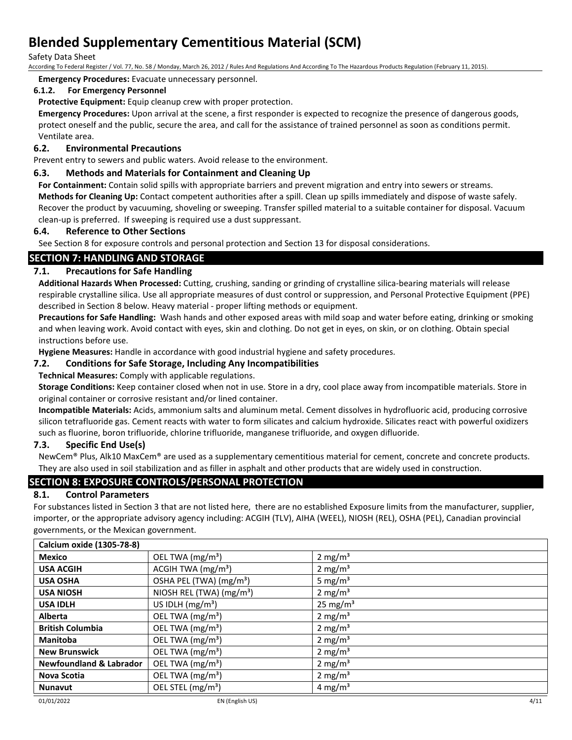**Emergency Procedures:** Evacuate unnecessary personnel.

#### 6.1.2. For Emergency Personnel

**Protective Equipment:** Equip cleanup crew with proper protection.

**Emergency Procedures:** Upon arrival at the scene, a first responder is expected to recognize the presence of dangerous goods, protect oneself and the public, secure the area, and call for the assistance of trained personnel as soon as conditions permit. Ventilate area.

### 6.2. Environmental Precautions

Prevent entry to sewers and public waters. Avoid release to the environment.

### 6.3. Methods and Materials for Containment and Cleaning Up

**For Containment:** Contain solid spills with appropriate barriers and prevent migration and entry into sewers or streams.

**Methods for Cleaning Up:** Contact competent authorities after a spill. Clean up spills immediately and dispose of waste safely. Recover the product by vacuuming, shoveling or sweeping. Transfer spilled material to a suitable container for disposal. Vacuum clean-up is preferred. If sweeping is required use a dust suppressant.

### 6.4. Reference to Other Sections

See Section 8 for exposure controls and personal protection and Section 13 for disposal considerations.

## SECTION 7: HANDLING AND STORAGE

### 7.1. Precautions for Safe Handling

**Additional Hazards When Processed:** Cutting, crushing, sanding or grinding of crystalline silica-bearing materials will release respirable crystalline silica. Use all appropriate measures of dust control or suppression, and Personal Protective Equipment (PPE) described in Section 8 below. Heavy material - proper lifting methods or equipment.

**Precautions for Safe Handling:** Wash hands and other exposed areas with mild soap and water before eating, drinking or smoking and when leaving work. Avoid contact with eyes, skin and clothing. Do not get in eyes, on skin, or on clothing. Obtain special instructions before use.

**Hygiene Measures:** Handle in accordance with good industrial hygiene and safety procedures.

### 7.2. Conditions for Safe Storage, Including Any Incompatibilities

**Technical Measures:** Comply with applicable regulations.

**Storage Conditions:** Keep container closed when not in use. Store in a dry, cool place away from incompatible materials. Store in original container or corrosive resistant and/or lined container.

**Incompatible Materials:** Acids, ammonium salts and aluminum metal. Cement dissolves in hydrofluoric acid, producing corrosive silicon tetrafluoride gas. Cement reacts with water to form silicates and calcium hydroxide. Silicates react with powerful oxidizers such as fluorine, boron trifluoride, chlorine trifluoride, manganese trifluoride, and oxygen difluoride.

### 7.3. Specific End Use(s)

NewCem® Plus, Alk10 MaxCem® are used as a supplementary cementitious material for cement, concrete and concrete products. They are also used in soil stabilization and as filler in asphalt and other products that are widely used in construction.

## SECTION 8: EXPOSURE CONTROLS/PERSONAL PROTECTION

### 8.1. Control Parameters

For substances listed in Section 3 that are not listed here, there are no established Exposure limits from the manufacturer, supplier, importer, or the appropriate advisory agency including: ACGIH (TLV), AIHA (WEEL), NIOSH (REL), OSHA (PEL), Canadian provincial governments, or the Mexican government.

| **Calcium oxide (1305-78-8)** | | |
|---|---|---|
| **Mexico** | OEL TWA ($mg/m^3$) | 2 $mg/m^3$ |
| **USA ACGIH** | ACGIH TWA ($mg/m^3$) | 2 $mg/m^3$ |
| **USA OSHA** | OSHA PEL (TWA) ($mg/m^3$) | 5 $mg/m^3$ |
| **USA NIOSH** | NIOSH REL (TWA) ($mg/m^3$) | 2 $mg/m^3$ |
| **USA IDLH** | US IDLH ($mg/m^3$) | 25 $mg/m^3$ |
| **Alberta** | OEL TWA ($mg/m^3$) | 2 $mg/m^3$ |
| **British Columbia** | OEL TWA ($mg/m^3$) | 2 $mg/m^3$ |
| **Manitoba** | OEL TWA ($mg/m^3$) | 2 $mg/m^3$ |
| **New Brunswick** | OEL TWA ($mg/m^3$) | 2 $mg/m^3$ |
| **Newfoundland & Labrador** | OEL TWA ($mg/m^3$) | 2 $mg/m^3$ |
| **Nova Scotia** | OEL TWA ($mg/m^3$) | 2 $mg/m^3$ |
| **Nunavut** | OEL STEL ($mg/m^3$) | 4 $mg/m^3$ |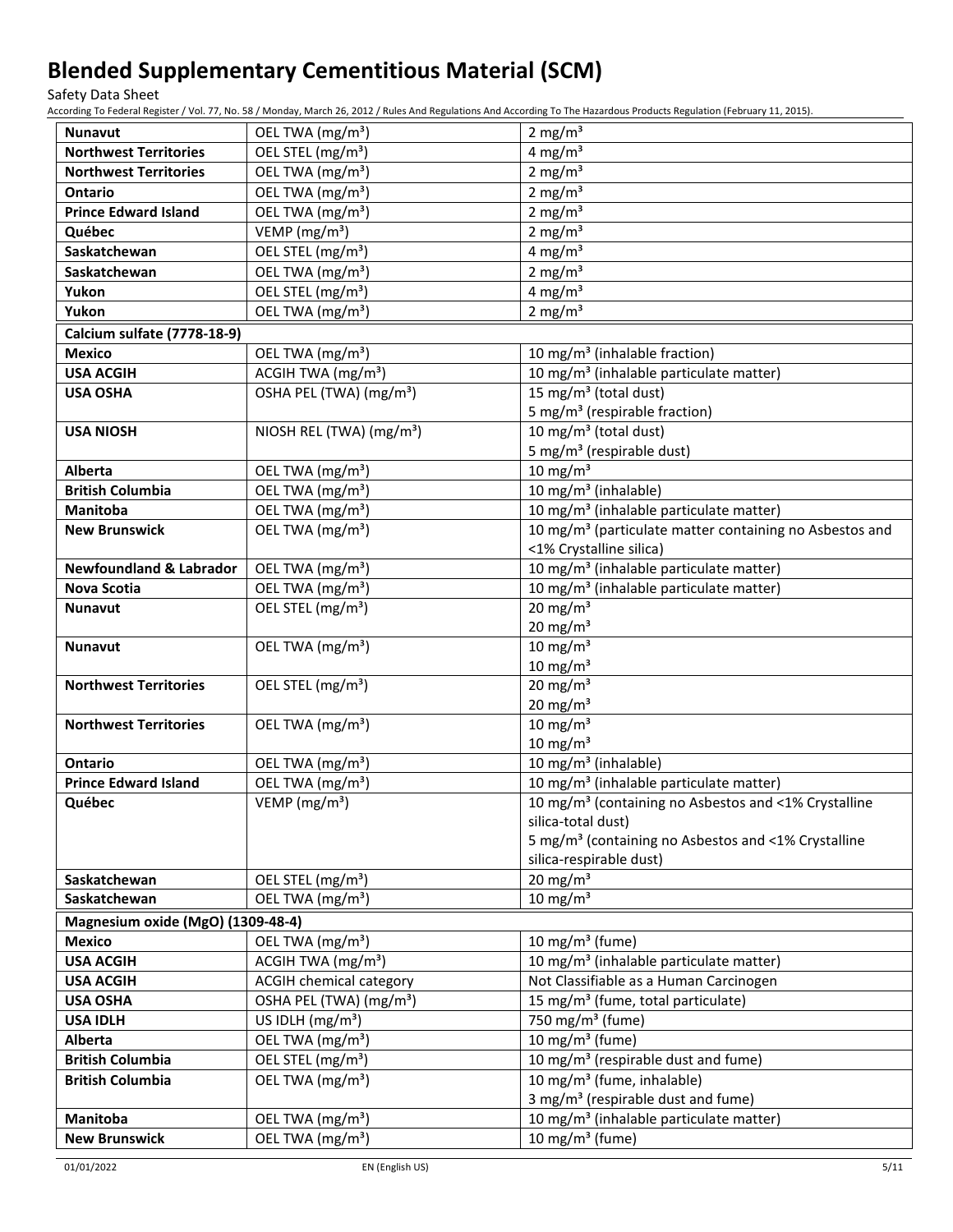| | | |
|---|---|---|
| **Nunavut** | OEL TWA (mg/m³) | 2 mg/m³ |
| **Northwest Territories** | OEL STEL (mg/m³) | 4 mg/m³ |
| **Northwest Territories** | OEL TWA (mg/m³) | 2 mg/m³ |
| **Ontario** | OEL TWA (mg/m³) | 2 mg/m³ |
| **Prince Edward Island** | OEL TWA (mg/m³) | 2 mg/m³ |
| **Québec** | VEMP (mg/m³) | 2 mg/m³ |
| **Saskatchewan** | OEL STEL (mg/m³) | 4 mg/m³ |
| **Saskatchewan** | OEL TWA (mg/m³) | 2 mg/m³ |
| **Yukon** | OEL STEL (mg/m³) | 4 mg/m³ |
| **Yukon** | OEL TWA (mg/m³) | 2 mg/m³ |
| **Calcium sulfate (7778-18-9)** | | |
| **Mexico** | OEL TWA (mg/m³) | 10 mg/m³ (inhalable fraction) |
| **USA ACGIH** | ACGIH TWA (mg/m³) | 10 mg/m³ (inhalable particulate matter) |
| **USA OSHA** | OSHA PEL (TWA) (mg/m³) | 15 mg/m³ (total dust)<br>5 mg/m³ (respirable fraction) |
| **USA NIOSH** | NIOSH REL (TWA) (mg/m³) | 10 mg/m³ (total dust)<br>5 mg/m³ (respirable dust) |
| **Alberta** | OEL TWA (mg/m³) | 10 mg/m³ |
| **British Columbia** | OEL TWA (mg/m³) | 10 mg/m³ (inhalable) |
| **Manitoba** | OEL TWA (mg/m³) | 10 mg/m³ (inhalable particulate matter) |
| **New Brunswick** | OEL TWA (mg/m³) | 10 mg/m³ (particulate matter containing no Asbestos and <1% Crystalline silica) |
| **Newfoundland & Labrador** | OEL TWA (mg/m³) | 10 mg/m³ (inhalable particulate matter) |
| **Nova Scotia** | OEL TWA (mg/m³) | 10 mg/m³ (inhalable particulate matter) |
| **Nunavut** | OEL STEL (mg/m³) | 20 mg/m³<br>20 mg/m³ |
| **Nunavut** | OEL TWA (mg/m³) | 10 mg/m³<br>10 mg/m³ |
| **Northwest Territories** | OEL STEL (mg/m³) | 20 mg/m³<br>20 mg/m³ |
| **Northwest Territories** | OEL TWA (mg/m³) | 10 mg/m³<br>10 mg/m³ |
| **Ontario** | OEL TWA (mg/m³) | 10 mg/m³ (inhalable) |
| **Prince Edward Island** | OEL TWA (mg/m³) | 10 mg/m³ (inhalable particulate matter) |
| **Québec** | VEMP (mg/m³) | 10 mg/m³ (containing no Asbestos and <1% Crystalline silica-total dust)<br>5 mg/m³ (containing no Asbestos and <1% Crystalline silica-respirable dust) |
| **Saskatchewan** | OEL STEL (mg/m³) | 20 mg/m³ |
| **Saskatchewan** | OEL TWA (mg/m³) | 10 mg/m³ |
| **Magnesium oxide (MgO) (1309-48-4)** | | |
| **Mexico** | OEL TWA (mg/m³) | 10 mg/m³ (fume) |
| **USA ACGIH** | ACGIH TWA (mg/m³) | 10 mg/m³ (inhalable particulate matter) |
| **USA ACGIH** | ACGIH chemical category | Not Classifiable as a Human Carcinogen |
| **USA OSHA** | OSHA PEL (TWA) (mg/m³) | 15 mg/m³ (fume, total particulate) |
| **USA IDLH** | US IDLH (mg/m³) | 750 mg/m³ (fume) |
| **Alberta** | OEL TWA (mg/m³) | 10 mg/m³ (fume) |
| **British Columbia** | OEL STEL (mg/m³) | 10 mg/m³ (respirable dust and fume) |
| **British Columbia** | OEL TWA (mg/m³) | 10 mg/m³ (fume, inhalable)<br>3 mg/m³ (respirable dust and fume) |
| **Manitoba** | OEL TWA (mg/m³) | 10 mg/m³ (inhalable particulate matter) |
| **New Brunswick** | OEL TWA (mg/m³) | 10 mg/m³ (fume) |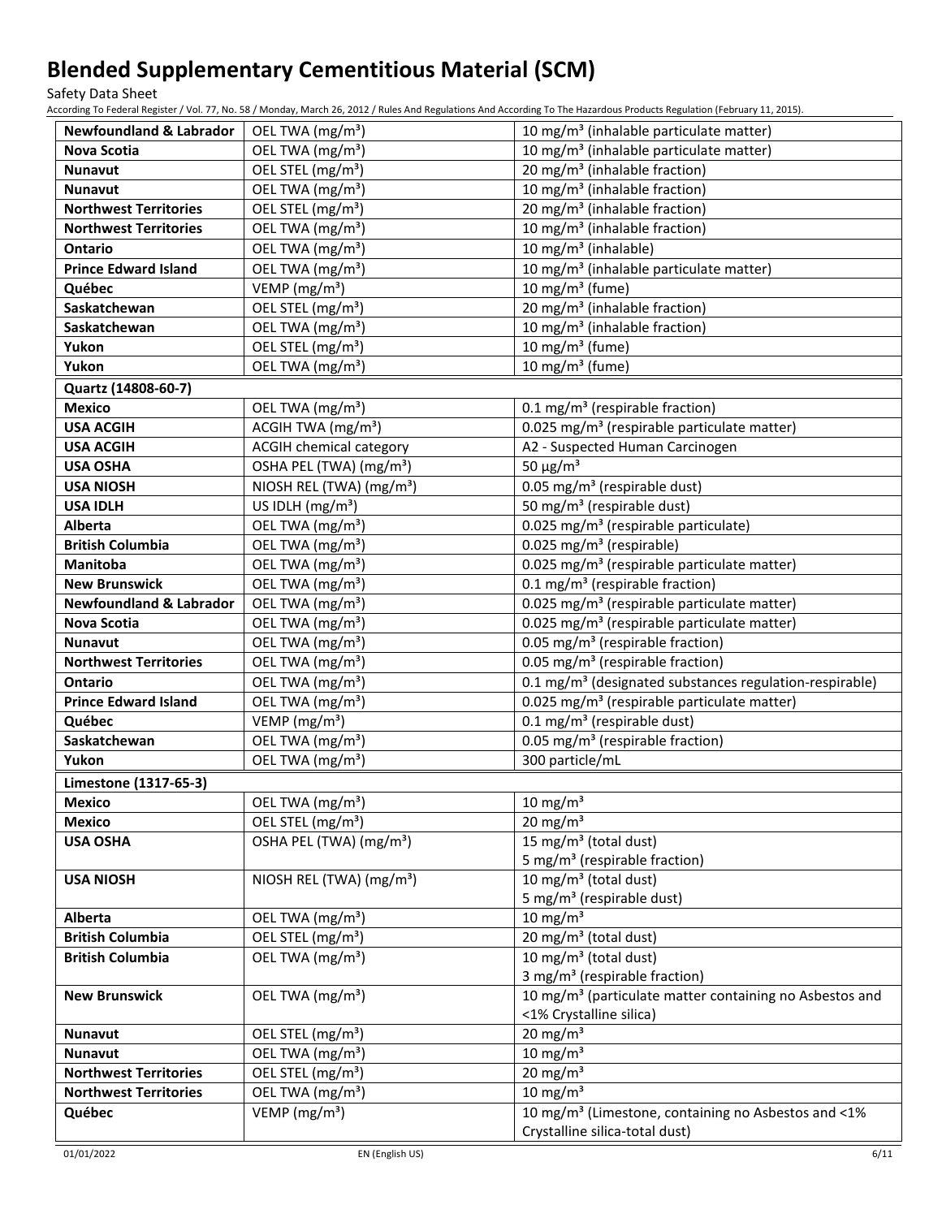| | | |
|---|---|---|
| **Newfoundland & Labrador** | OEL TWA (mg/m³) | 10 mg/m³ (inhalable particulate matter) |
| **Nova Scotia** | OEL TWA (mg/m³) | 10 mg/m³ (inhalable particulate matter) |
| **Nunavut** | OEL STEL (mg/m³) | 20 mg/m³ (inhalable fraction) |
| **Nunavut** | OEL TWA (mg/m³) | 10 mg/m³ (inhalable fraction) |
| **Northwest Territories** | OEL STEL (mg/m³) | 20 mg/m³ (inhalable fraction) |
| **Northwest Territories** | OEL TWA (mg/m³) | 10 mg/m³ (inhalable fraction) |
| **Ontario** | OEL TWA (mg/m³) | 10 mg/m³ (inhalable) |
| **Prince Edward Island** | OEL TWA (mg/m³) | 10 mg/m³ (inhalable particulate matter) |
| **Québec** | VEMP (mg/m³) | 10 mg/m³ (fume) |
| **Saskatchewan** | OEL STEL (mg/m³) | 20 mg/m³ (inhalable fraction) |
| **Saskatchewan** | OEL TWA (mg/m³) | 10 mg/m³ (inhalable fraction) |
| **Yukon** | OEL STEL (mg/m³) | 10 mg/m³ (fume) |
| **Yukon** | OEL TWA (mg/m³) | 10 mg/m³ (fume) |
| **Quartz (14808-60-7)** | | |
| **Mexico** | OEL TWA (mg/m³) | 0.1 mg/m³ (respirable fraction) |
| **USA ACGIH** | ACGIH TWA (mg/m³) | 0.025 mg/m³ (respirable particulate matter) |
| **USA ACGIH** | ACGIH chemical category | A2 - Suspected Human Carcinogen |
| **USA OSHA** | OSHA PEL (TWA) (mg/m³) | 50 µg/m³ |
| **USA NIOSH** | NIOSH REL (TWA) (mg/m³) | 0.05 mg/m³ (respirable dust) |
| **USA IDLH** | US IDLH (mg/m³) | 50 mg/m³ (respirable dust) |
| **Alberta** | OEL TWA (mg/m³) | 0.025 mg/m³ (respirable particulate) |
| **British Columbia** | OEL TWA (mg/m³) | 0.025 mg/m³ (respirable) |
| **Manitoba** | OEL TWA (mg/m³) | 0.025 mg/m³ (respirable particulate matter) |
| **New Brunswick** | OEL TWA (mg/m³) | 0.1 mg/m³ (respirable fraction) |
| **Newfoundland & Labrador** | OEL TWA (mg/m³) | 0.025 mg/m³ (respirable particulate matter) |
| **Nova Scotia** | OEL TWA (mg/m³) | 0.025 mg/m³ (respirable particulate matter) |
| **Nunavut** | OEL TWA (mg/m³) | 0.05 mg/m³ (respirable fraction) |
| **Northwest Territories** | OEL TWA (mg/m³) | 0.05 mg/m³ (respirable fraction) |
| **Ontario** | OEL TWA (mg/m³) | 0.1 mg/m³ (designated substances regulation-respirable) |
| **Prince Edward Island** | OEL TWA (mg/m³) | 0.025 mg/m³ (respirable particulate matter) |
| **Québec** | VEMP (mg/m³) | 0.1 mg/m³ (respirable dust) |
| **Saskatchewan** | OEL TWA (mg/m³) | 0.05 mg/m³ (respirable fraction) |
| **Yukon** | OEL TWA (mg/m³) | 300 particle/mL |
| **Limestone (1317-65-3)** | | |
| **Mexico** | OEL TWA (mg/m³) | 10 mg/m³ |
| **Mexico** | OEL STEL (mg/m³) | 20 mg/m³ |
| **USA OSHA** | OSHA PEL (TWA) (mg/m³) | 15 mg/m³ (total dust)<br>5 mg/m³ (respirable fraction) |
| **USA NIOSH** | NIOSH REL (TWA) (mg/m³) | 10 mg/m³ (total dust)<br>5 mg/m³ (respirable dust) |
| **Alberta** | OEL TWA (mg/m³) | 10 mg/m³ |
| **British Columbia** | OEL STEL (mg/m³) | 20 mg/m³ (total dust) |
| **British Columbia** | OEL TWA (mg/m³) | 10 mg/m³ (total dust)<br>3 mg/m³ (respirable fraction) |
| **New Brunswick** | OEL TWA (mg/m³) | 10 mg/m³ (particulate matter containing no Asbestos and <1% Crystalline silica) |
| **Nunavut** | OEL STEL (mg/m³) | 20 mg/m³ |
| **Nunavut** | OEL TWA (mg/m³) | 10 mg/m³ |
| **Northwest Territories** | OEL STEL (mg/m³) | 20 mg/m³ |
| **Northwest Territories** | OEL TWA (mg/m³) | 10 mg/m³ |
| **Québec** | VEMP (mg/m³) | 10 mg/m³ (Limestone, containing no Asbestos and <1% Crystalline silica-total dust) |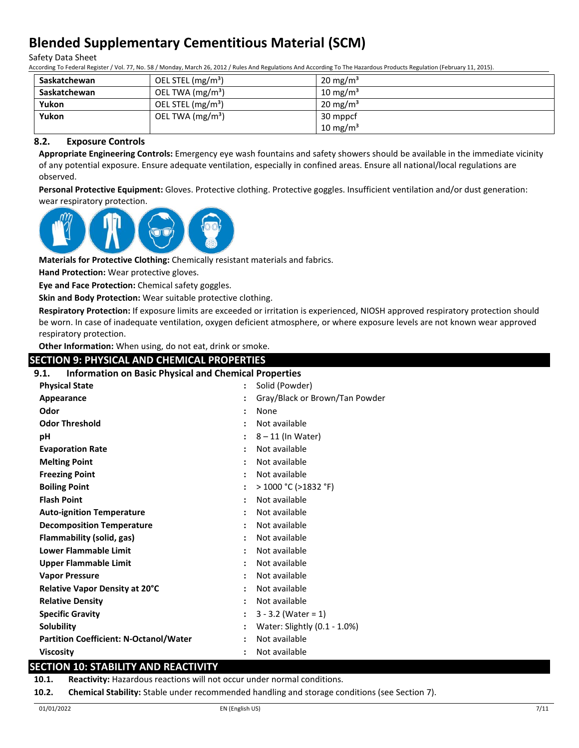| Saskatchewan | OEL STEL (mg/m³) | 20 mg/m³ |
|---|---|---|
| Saskatchewan | OEL TWA (mg/m³) | 10 mg/m³ |
| Yukon | OEL STEL (mg/m³) | 20 mg/m³ |
| Yukon | OEL TWA (mg/m³) | 30 mppcf<br>10 mg/m³ |

### 8.2. Exposure Controls

**Appropriate Engineering Controls:** Emergency eye wash fountains and safety showers should be available in the immediate vicinity of any potential exposure. Ensure adequate ventilation, especially in confined areas. Ensure all national/local regulations are observed.

**Personal Protective Equipment:** Gloves. Protective clothing. Protective goggles. Insufficient ventilation and/or dust generation: wear respiratory protection.

**Materials for Protective Clothing:** Chemically resistant materials and fabrics.

**Hand Protection:** Wear protective gloves.

**Eye and Face Protection:** Chemical safety goggles.

**Skin and Body Protection:** Wear suitable protective clothing.

**Respiratory Protection:** If exposure limits are exceeded or irritation is experienced, NIOSH approved respiratory protection should be worn. In case of inadequate ventilation, oxygen deficient atmosphere, or where exposure levels are not known wear approved respiratory protection.

**Other Information:** When using, do not eat, drink or smoke.

## SECTION 9: PHYSICAL AND CHEMICAL PROPERTIES

### 9.1. Information on Basic Physical and Chemical Properties

| Property | Value |
|---|---|
| **Physical State** | Solid (Powder) |
| **Appearance** | Gray/Black or Brown/Tan Powder |
| **Odor** | None |
| **Odor Threshold** | Not available |
| **pH** | 8 – 11 (In Water) |
| **Evaporation Rate** | Not available |
| **Melting Point** | Not available |
| **Freezing Point** | Not available |
| **Boiling Point** | > 1000 °C (>1832 °F) |
| **Flash Point** | Not available |
| **Auto-ignition Temperature** | Not available |
| **Decomposition Temperature** | Not available |
| **Flammability (solid, gas)** | Not available |
| **Lower Flammable Limit** | Not available |
| **Upper Flammable Limit** | Not available |
| **Vapor Pressure** | Not available |
| **Relative Vapor Density at 20°C** | Not available |
| **Relative Density** | Not available |
| **Specific Gravity** | 3 - 3.2 (Water = 1) |
| **Solubility** | Water: Slightly (0.1 - 1.0%) |
| **Partition Coefficient: N-Octanol/Water** | Not available |
| **Viscosity** | Not available |

## SECTION 10: STABILITY AND REACTIVITY

**10.1. Reactivity:** Hazardous reactions will not occur under normal conditions.

**10.2. Chemical Stability:** Stable under recommended handling and storage conditions (see Section 7).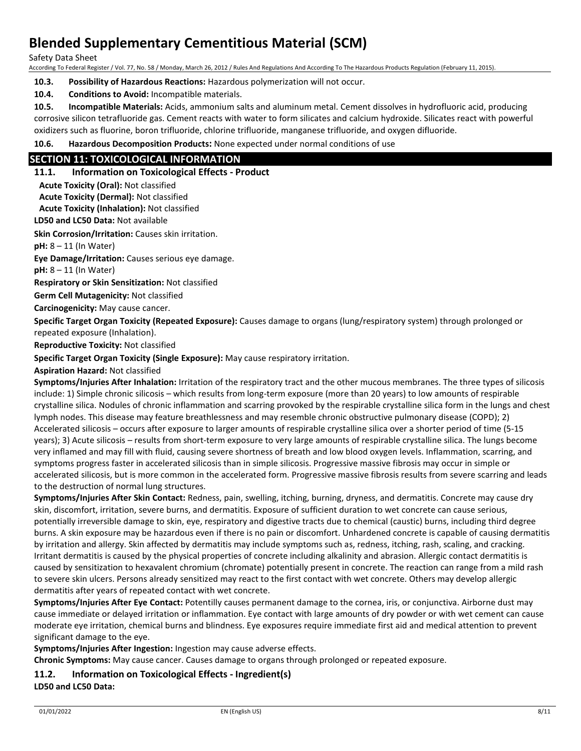**10.3. Possibility of Hazardous Reactions:** Hazardous polymerization will not occur.

**10.4. Conditions to Avoid:** Incompatible materials.

**10.5. Incompatible Materials:** Acids, ammonium salts and aluminum metal. Cement dissolves in hydrofluoric acid, producing corrosive silicon tetrafluoride gas. Cement reacts with water to form silicates and calcium hydroxide. Silicates react with powerful oxidizers such as fluorine, boron trifluoride, chlorine trifluoride, manganese trifluoride, and oxygen difluoride.

**10.6. Hazardous Decomposition Products:** None expected under normal conditions of use

## SECTION 11: TOXICOLOGICAL INFORMATION

### 11.1. Information on Toxicological Effects - Product

**Acute Toxicity (Oral):** Not classified

**Acute Toxicity (Dermal):** Not classified

**Acute Toxicity (Inhalation):** Not classified

**LD50 and LC50 Data:** Not available

**Skin Corrosion/Irritation:** Causes skin irritation.

**pH:** 8 – 11 (In Water)

**Eye Damage/Irritation:** Causes serious eye damage.

**pH:** 8 – 11 (In Water)

**Respiratory or Skin Sensitization:** Not classified

**Germ Cell Mutagenicity:** Not classified

**Carcinogenicity:** May cause cancer.

**Specific Target Organ Toxicity (Repeated Exposure):** Causes damage to organs (lung/respiratory system) through prolonged or repeated exposure (Inhalation).

**Reproductive Toxicity:** Not classified

**Specific Target Organ Toxicity (Single Exposure):** May cause respiratory irritation.

**Aspiration Hazard:** Not classified

**Symptoms/Injuries After Inhalation:** Irritation of the respiratory tract and the other mucous membranes. The three types of silicosis include: 1) Simple chronic silicosis – which results from long-term exposure (more than 20 years) to low amounts of respirable crystalline silica. Nodules of chronic inflammation and scarring provoked by the respirable crystalline silica form in the lungs and chest lymph nodes. This disease may feature breathlessness and may resemble chronic obstructive pulmonary disease (COPD); 2) Accelerated silicosis – occurs after exposure to larger amounts of respirable crystalline silica over a shorter period of time (5-15 years); 3) Acute silicosis – results from short-term exposure to very large amounts of respirable crystalline silica. The lungs become very inflamed and may fill with fluid, causing severe shortness of breath and low blood oxygen levels. Inflammation, scarring, and symptoms progress faster in accelerated silicosis than in simple silicosis. Progressive massive fibrosis may occur in simple or accelerated silicosis, but is more common in the accelerated form. Progressive massive fibrosis results from severe scarring and leads to the destruction of normal lung structures.

**Symptoms/Injuries After Skin Contact:** Redness, pain, swelling, itching, burning, dryness, and dermatitis. Concrete may cause dry skin, discomfort, irritation, severe burns, and dermatitis. Exposure of sufficient duration to wet concrete can cause serious, potentially irreversible damage to skin, eye, respiratory and digestive tracts due to chemical (caustic) burns, including third degree burns. A skin exposure may be hazardous even if there is no pain or discomfort. Unhardened concrete is capable of causing dermatitis by irritation and allergy. Skin affected by dermatitis may include symptoms such as, redness, itching, rash, scaling, and cracking. Irritant dermatitis is caused by the physical properties of concrete including alkalinity and abrasion. Allergic contact dermatitis is caused by sensitization to hexavalent chromium (chromate) potentially present in concrete. The reaction can range from a mild rash to severe skin ulcers. Persons already sensitized may react to the first contact with wet concrete. Others may develop allergic dermatitis after years of repeated contact with wet concrete.

**Symptoms/Injuries After Eye Contact:** Potentilly causes permanent damage to the cornea, iris, or conjunctiva. Airborne dust may cause immediate or delayed irritation or inflammation. Eye contact with large amounts of dry powder or with wet cement can cause moderate eye irritation, chemical burns and blindness. Eye exposures require immediate first aid and medical attention to prevent significant damage to the eye.

**Symptoms/Injuries After Ingestion:** Ingestion may cause adverse effects.

**Chronic Symptoms:** May cause cancer. Causes damage to organs through prolonged or repeated exposure.

### 11.2. Information on Toxicological Effects - Ingredient(s)

**LD50 and LC50 Data:**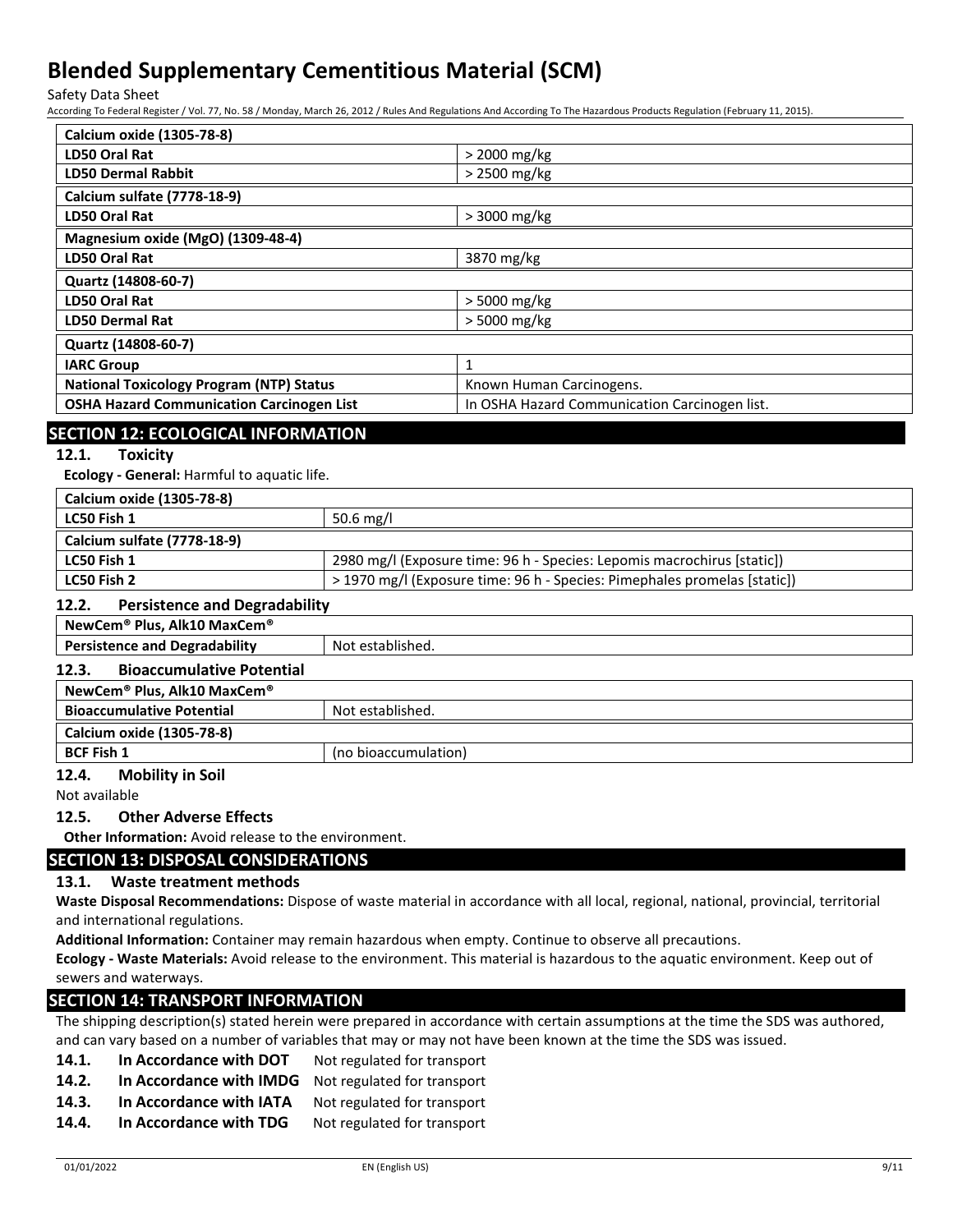| Calcium oxide (1305-78-8) | |
|---|---|
| LD50 Oral Rat | > 2000 mg/kg |
| LD50 Dermal Rabbit | > 2500 mg/kg |

| Calcium sulfate (7778-18-9) | |
|---|---|
| LD50 Oral Rat | > 3000 mg/kg |

| Magnesium oxide (MgO) (1309-48-4) | |
|---|---|
| LD50 Oral Rat | 3870 mg/kg |

| Quartz (14808-60-7) | |
|---|---|
| LD50 Oral Rat | > 5000 mg/kg |
| LD50 Dermal Rat | > 5000 mg/kg |

| Quartz (14808-60-7) | |
|---|---|
| IARC Group | 1 |
| National Toxicology Program (NTP) Status | Known Human Carcinogens. |
| OSHA Hazard Communication Carcinogen List | In OSHA Hazard Communication Carcinogen list. |

## SECTION 12: ECOLOGICAL INFORMATION

### 12.1. Toxicity

**Ecology - General:** Harmful to aquatic life.

| Calcium oxide (1305-78-8) | |
|---|---|
| LC50 Fish 1 | 50.6 mg/l |

| Calcium sulfate (7778-18-9) | |
|---|---|
| LC50 Fish 1 | 2980 mg/l (Exposure time: 96 h - Species: Lepomis macrochirus [static]) |
| LC50 Fish 2 | > 1970 mg/l (Exposure time: 96 h - Species: Pimephales promelas [static]) |

### 12.2. Persistence and Degradability

| NewCem® Plus, Alk10 MaxCem® | |
|---|---|
| Persistence and Degradability | Not established. |

### 12.3. Bioaccumulative Potential

| NewCem® Plus, Alk10 MaxCem® | |
|---|---|
| Bioaccumulative Potential | Not established. |

| Calcium oxide (1305-78-8) | |
|---|---|
| BCF Fish 1 | (no bioaccumulation) |

### 12.4. Mobility in Soil

Not available

### 12.5. Other Adverse Effects

**Other Information:** Avoid release to the environment.

## SECTION 13: DISPOSAL CONSIDERATIONS

### 13.1. Waste treatment methods

**Waste Disposal Recommendations:** Dispose of waste material in accordance with all local, regional, national, provincial, territorial and international regulations.

**Additional Information:** Container may remain hazardous when empty. Continue to observe all precautions.

**Ecology - Waste Materials:** Avoid release to the environment. This material is hazardous to the aquatic environment. Keep out of sewers and waterways.

## SECTION 14: TRANSPORT INFORMATION

The shipping description(s) stated herein were prepared in accordance with certain assumptions at the time the SDS was authored, and can vary based on a number of variables that may or may not have been known at the time the SDS was issued.

**14.1. In Accordance with DOT** Not regulated for transport

**14.2. In Accordance with IMDG** Not regulated for transport

**14.3. In Accordance with IATA** Not regulated for transport

**14.4. In Accordance with TDG** Not regulated for transport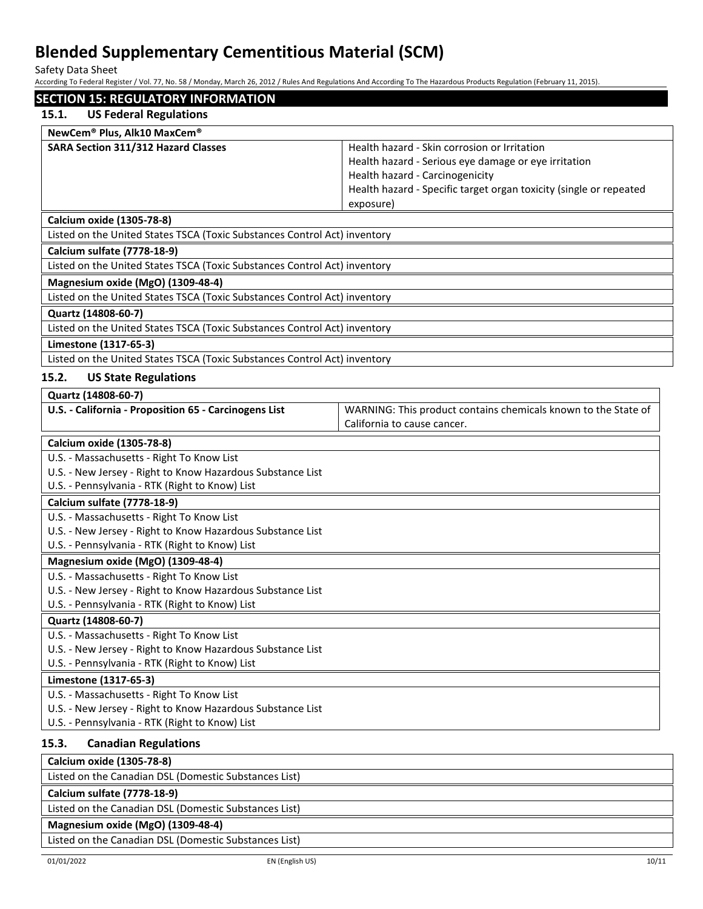## SECTION 15: REGULATORY INFORMATION

### 15.1. US Federal Regulations

| NewCem® Plus, Alk10 MaxCem® | |
|---|---|
| **SARA Section 311/312 Hazard Classes** | Health hazard - Skin corrosion or Irritation<br>Health hazard - Serious eye damage or eye irritation<br>Health hazard - Carcinogenicity<br>Health hazard - Specific target organ toxicity (single or repeated exposure) |

| Calcium oxide (1305-78-8) |
|---|
| Listed on the United States TSCA (Toxic Substances Control Act) inventory |

| Calcium sulfate (7778-18-9) |
|---|
| Listed on the United States TSCA (Toxic Substances Control Act) inventory |

| Magnesium oxide (MgO) (1309-48-4) |
|---|
| Listed on the United States TSCA (Toxic Substances Control Act) inventory |

| Quartz (14808-60-7) |
|---|
| Listed on the United States TSCA (Toxic Substances Control Act) inventory |

| Limestone (1317-65-3) |
|---|
| Listed on the United States TSCA (Toxic Substances Control Act) inventory |

### 15.2. US State Regulations

| Quartz (14808-60-7) | |
|---|---|
| **U.S. - California - Proposition 65 - Carcinogens List** | WARNING: This product contains chemicals known to the State of California to cause cancer. |

| Calcium oxide (1305-78-8) |
|---|
| U.S. - Massachusetts - Right To Know List |
| U.S. - New Jersey - Right to Know Hazardous Substance List |
| U.S. - Pennsylvania - RTK (Right to Know) List |

| Calcium sulfate (7778-18-9) |
|---|
| U.S. - Massachusetts - Right To Know List |
| U.S. - New Jersey - Right to Know Hazardous Substance List |
| U.S. - Pennsylvania - RTK (Right to Know) List |

| Magnesium oxide (MgO) (1309-48-4) |
|---|
| U.S. - Massachusetts - Right To Know List |
| U.S. - New Jersey - Right to Know Hazardous Substance List |
| U.S. - Pennsylvania - RTK (Right to Know) List |

| Quartz (14808-60-7) |
|---|
| U.S. - Massachusetts - Right To Know List |
| U.S. - New Jersey - Right to Know Hazardous Substance List |
| U.S. - Pennsylvania - RTK (Right to Know) List |

| Limestone (1317-65-3) |
|---|
| U.S. - Massachusetts - Right To Know List |
| U.S. - New Jersey - Right to Know Hazardous Substance List |
| U.S. - Pennsylvania - RTK (Right to Know) List |

### 15.3. Canadian Regulations

| Calcium oxide (1305-78-8) |
|---|
| Listed on the Canadian DSL (Domestic Substances List) |

| Calcium sulfate (7778-18-9) |
|---|
| Listed on the Canadian DSL (Domestic Substances List) |

| Magnesium oxide (MgO) (1309-48-4) |
|---|
| Listed on the Canadian DSL (Domestic Substances List) |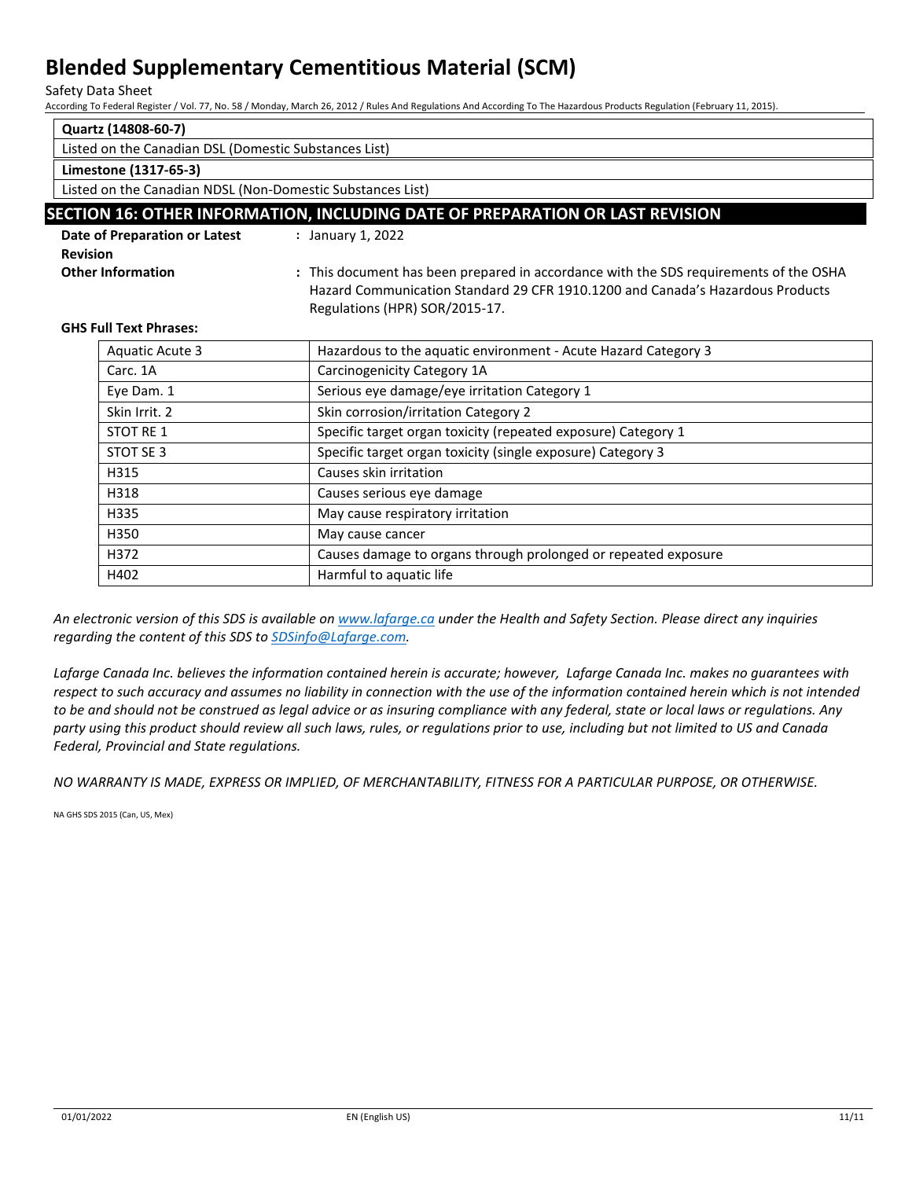| Quartz (14808-60-7) |
| --- |
| Listed on the Canadian DSL (Domestic Substances List) |

| Limestone (1317-65-3) |
| --- |
| Listed on the Canadian NDSL (Non-Domestic Substances List) |

## SECTION 16: OTHER INFORMATION, INCLUDING DATE OF PREPARATION OR LAST REVISION

**Date of Preparation or Latest Revision** : January 1, 2022

**Other Information** : This document has been prepared in accordance with the SDS requirements of the OSHA Hazard Communication Standard 29 CFR 1910.1200 and Canada's Hazardous Products Regulations (HPR) SOR/2015-17.

**GHS Full Text Phrases:**

| | |
| --- | --- |
| Aquatic Acute 3 | Hazardous to the aquatic environment - Acute Hazard Category 3 |
| Carc. 1A | Carcinogenicity Category 1A |
| Eye Dam. 1 | Serious eye damage/eye irritation Category 1 |
| Skin Irrit. 2 | Skin corrosion/irritation Category 2 |
| STOT RE 1 | Specific target organ toxicity (repeated exposure) Category 1 |
| STOT SE 3 | Specific target organ toxicity (single exposure) Category 3 |
| H315 | Causes skin irritation |
| H318 | Causes serious eye damage |
| H335 | May cause respiratory irritation |
| H350 | May cause cancer |
| H372 | Causes damage to organs through prolonged or repeated exposure |
| H402 | Harmful to aquatic life |

*An electronic version of this SDS is available on [www.lafarge.ca](http://www.lafarge.ca) under the Health and Safety Section. Please direct any inquiries regarding the content of this SDS to [SDSinfo@Lafarge.com](mailto:SDSinfo@Lafarge.com).*

*Lafarge Canada Inc. believes the information contained herein is accurate; however, Lafarge Canada Inc. makes no guarantees with respect to such accuracy and assumes no liability in connection with the use of the information contained herein which is not intended to be and should not be construed as legal advice or as insuring compliance with any federal, state or local laws or regulations. Any party using this product should review all such laws, rules, or regulations prior to use, including but not limited to US and Canada Federal, Provincial and State regulations.*

*NO WARRANTY IS MADE, EXPRESS OR IMPLIED, OF MERCHANTABILITY, FITNESS FOR A PARTICULAR PURPOSE, OR OTHERWISE.*

NA GHS SDS 2015 (Can, US, Mex)